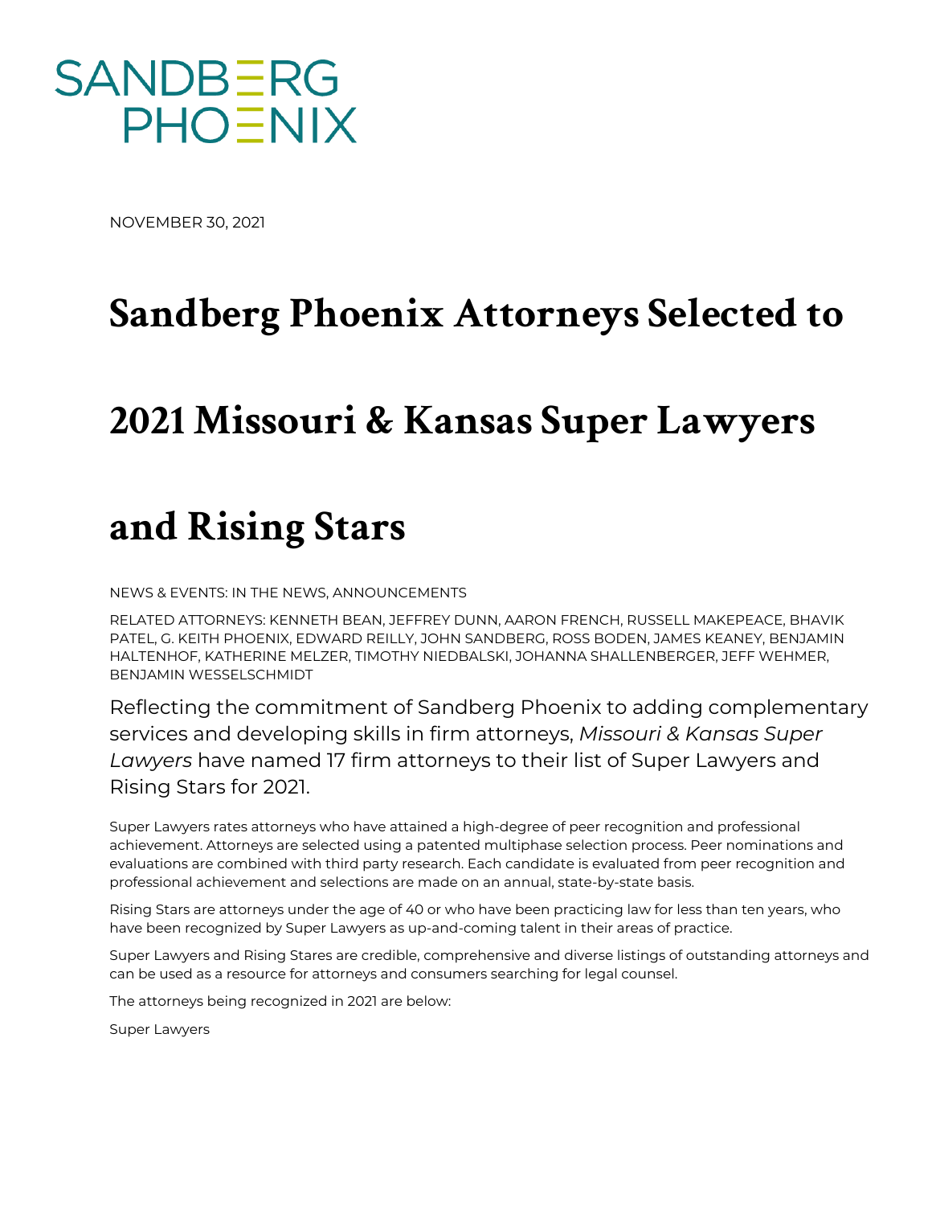SANDBERG PHOENIX

NOVEMBER 30, 2021

# Sandberg Phoenix Attorneys Selected to 2021 Missouri & Kansas Super Lawyers and Rising Stars

NEWS & EVENTS: IN THE NEWS, ANNOUNCEMENTS

RELATED ATTORNEYS: KENNETH BEAN, JEFFREY DUNN, AARON FRENCH, RUSSELL MAKEPEACE, BHAVIK PATEL, G. KEITH PHOENIX, EDWARD REILLY, JOHN SANDBERG, ROSS BODEN, JAMES KEANEY, BENJAMIN HALTENHOF, KATHERINE MELZER, TIMOTHY NIEDBALSKI, JOHANNA SHALLENBERGER, JEFF WEHMER, BENJAMIN WESSELSCHMIDT

Reflecting the commitment of Sandberg Phoenix to adding complementary services and developing skills in firm attorneys, *Missouri & Kansas Super Lawyers* have named 17 firm attorneys to their list of Super Lawyers and Rising Stars for 2021.

Super Lawyers rates attorneys who have attained a high-degree of peer recognition and professional achievement. Attorneys are selected using a patented multiphase selection process. Peer nominations and evaluations are combined with third party research. Each candidate is evaluated from peer recognition and professional achievement and selections are made on an annual, state-by-state basis.

Rising Stars are attorneys under the age of 40 or who have been practicing law for less than ten years, who have been recognized by Super Lawyers as up-and-coming talent in their areas of practice.

Super Lawyers and Rising Stares are credible, comprehensive and diverse listings of outstanding attorneys and can be used as a resource for attorneys and consumers searching for legal counsel.

The attorneys being recognized in 2021 are below:

Super Lawyers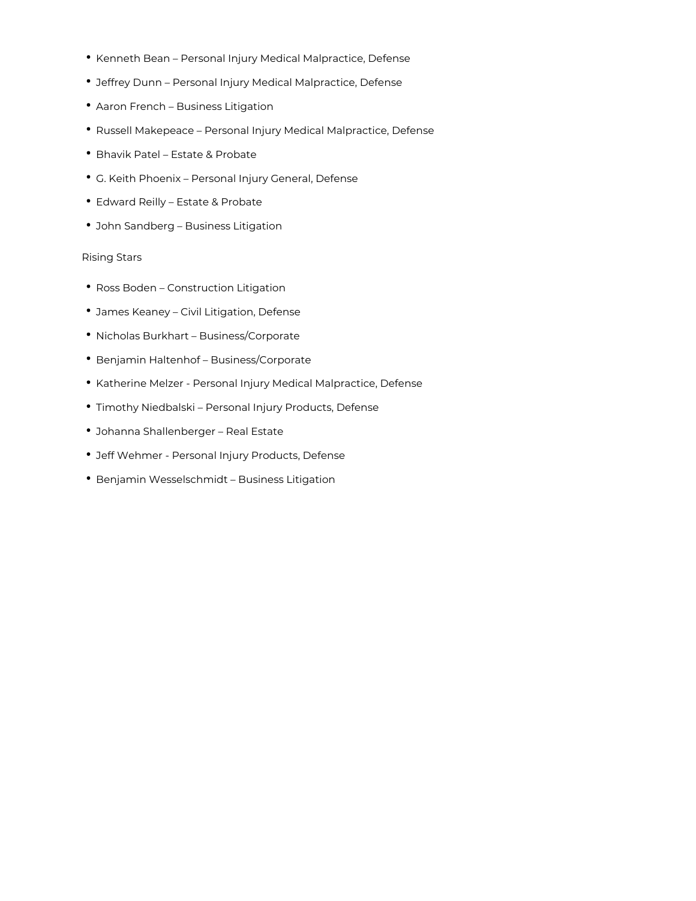- Kenneth Bean – Personal Injury Medical Malpractice, Defense
- Jeffrey Dunn – Personal Injury Medical Malpractice, Defense
- Aaron French – Business Litigation
- Russell Makepeace – Personal Injury Medical Malpractice, Defense
- Bhavik Patel – Estate & Probate
- G. Keith Phoenix – Personal Injury General, Defense
- Edward Reilly – Estate & Probate
- John Sandberg – Business Litigation

Rising Stars

- Ross Boden – Construction Litigation
- James Keaney – Civil Litigation, Defense
- Nicholas Burkhart – Business/Corporate
- Benjamin Haltenhof – Business/Corporate
- Katherine Melzer - Personal Injury Medical Malpractice, Defense
- Timothy Niedbalski – Personal Injury Products, Defense
- Johanna Shallenberger – Real Estate
- Jeff Wehmer - Personal Injury Products, Defense
- Benjamin Wesselschmidt – Business Litigation